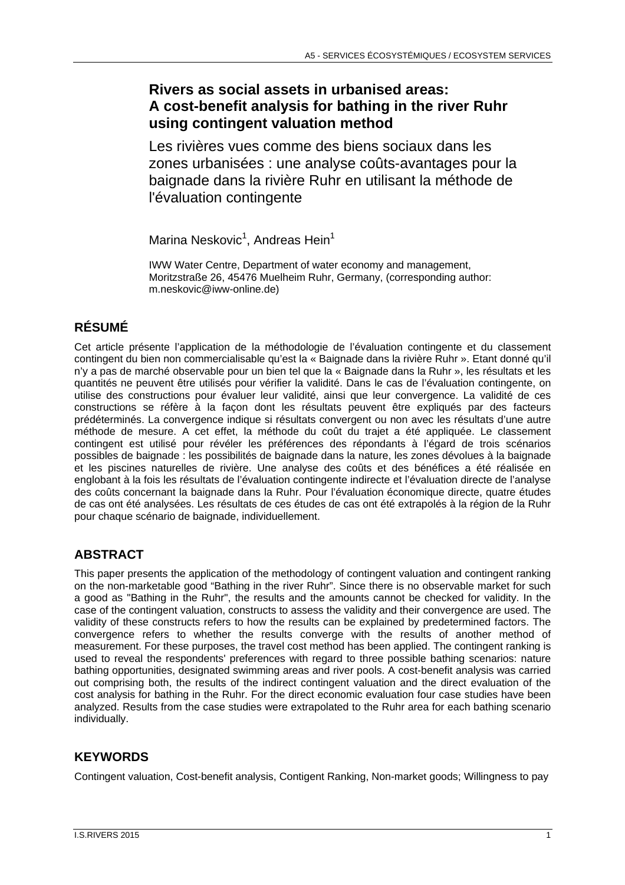# Rivers as social assets in urbanised areas: A cost-benefit analysis for bathing in the river Ruhr using contingent valuation method

## Les rivières vues comme des biens sociaux dans les zones urbanisées : une analyse coûts-avantages pour la baignade dans la rivière Ruhr en utilisant la méthode de l'évaluation contingente

Marina Neskovic[1], Andreas Hein[1]

IWW Water Centre, Department of water economy and management, Moritzstraße 26, 45476 Muelheim Ruhr, Germany, (corresponding author: m.neskovic@iww-online.de)

## RÉSUMÉ

Cet article présente l'application de la méthodologie de l'évaluation contingente et du classement contingent du bien non commercialisable qu'est la « Baignade dans la rivière Ruhr ». Etant donné qu'il n'y a pas de marché observable pour un bien tel que la « Baignade dans la Ruhr », les résultats et les quantités ne peuvent être utilisés pour vérifier la validité. Dans le cas de l'évaluation contingente, on utilise des constructions pour évaluer leur validité, ainsi que leur convergence. La validité de ces constructions se réfère à la façon dont les résultats peuvent être expliqués par des facteurs prédéterminés. La convergence indique si résultats convergent ou non avec les résultats d'une autre méthode de mesure. A cet effet, la méthode du coût du trajet a été appliquée. Le classement contingent est utilisé pour révéler les préférences des répondants à l'égard de trois scénarios possibles de baignade : les possibilités de baignade dans la nature, les zones dévolues à la baignade et les piscines naturelles de rivière. Une analyse des coûts et des bénéfices a été réalisée en englobant à la fois les résultats de l'évaluation contingente indirecte et l'évaluation directe de l'analyse des coûts concernant la baignade dans la Ruhr. Pour l'évaluation économique directe, quatre études de cas ont été analysées. Les résultats de ces études de cas ont été extrapolés à la région de la Ruhr pour chaque scénario de baignade, individuellement.

## ABSTRACT

This paper presents the application of the methodology of contingent valuation and contingent ranking on the non-marketable good "Bathing in the river Ruhr". Since there is no observable market for such a good as "Bathing in the Ruhr", the results and the amounts cannot be checked for validity. In the case of the contingent valuation, constructs to assess the validity and their convergence are used. The validity of these constructs refers to how the results can be explained by predetermined factors. The convergence refers to whether the results converge with the results of another method of measurement. For these purposes, the travel cost method has been applied. The contingent ranking is used to reveal the respondents' preferences with regard to three possible bathing scenarios: nature bathing opportunities, designated swimming areas and river pools. A cost-benefit analysis was carried out comprising both, the results of the indirect contingent valuation and the direct evaluation of the cost analysis for bathing in the Ruhr. For the direct economic evaluation four case studies have been analyzed. Results from the case studies were extrapolated to the Ruhr area for each bathing scenario individually.

## KEYWORDS

Contingent valuation, Cost-benefit analysis, Contigent Ranking, Non-market goods; Willingness to pay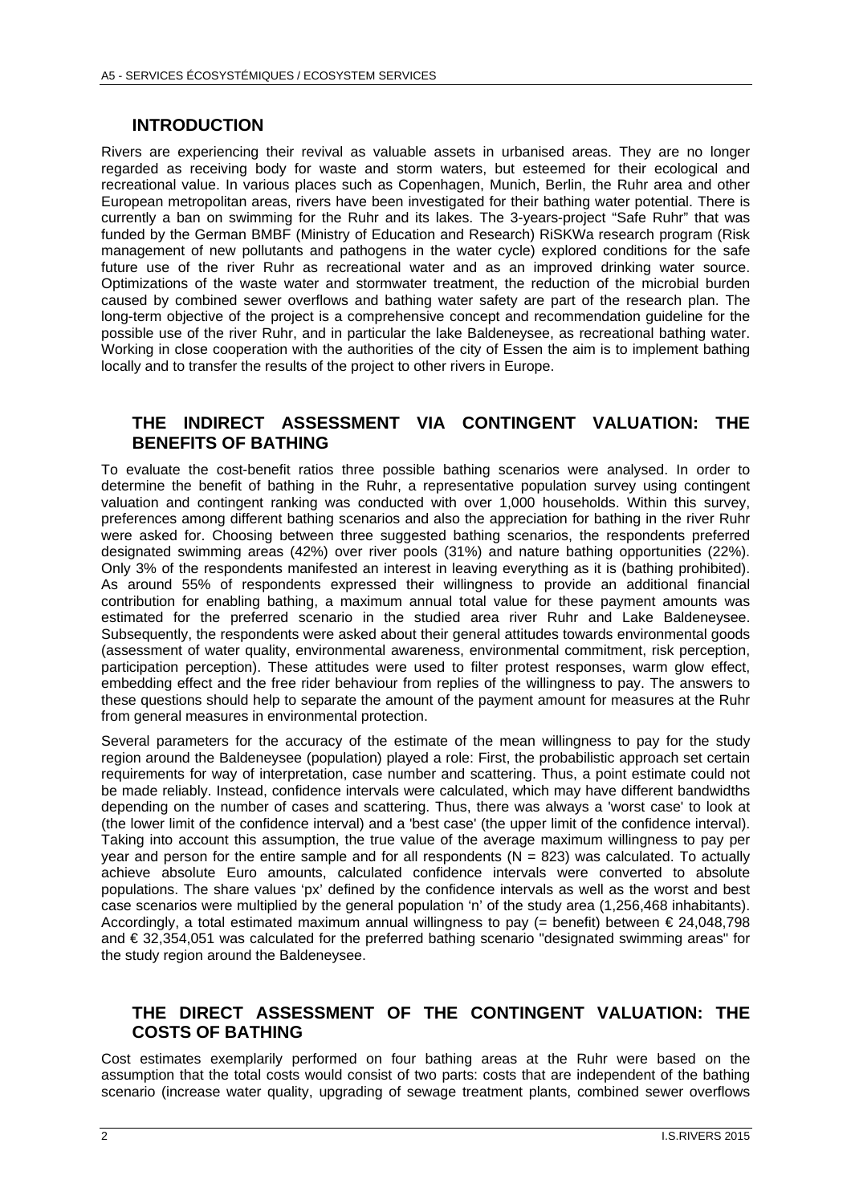## INTRODUCTION

Rivers are experiencing their revival as valuable assets in urbanised areas. They are no longer regarded as receiving body for waste and storm waters, but esteemed for their ecological and recreational value. In various places such as Copenhagen, Munich, Berlin, the Ruhr area and other European metropolitan areas, rivers have been investigated for their bathing water potential. There is currently a ban on swimming for the Ruhr and its lakes. The 3-years-project "Safe Ruhr" that was funded by the German BMBF (Ministry of Education and Research) RiSKWa research program (Risk management of new pollutants and pathogens in the water cycle) explored conditions for the safe future use of the river Ruhr as recreational water and as an improved drinking water source. Optimizations of the waste water and stormwater treatment, the reduction of the microbial burden caused by combined sewer overflows and bathing water safety are part of the research plan. The long-term objective of the project is a comprehensive concept and recommendation guideline for the possible use of the river Ruhr, and in particular the lake Baldeneysee, as recreational bathing water. Working in close cooperation with the authorities of the city of Essen the aim is to implement bathing locally and to transfer the results of the project to other rivers in Europe.

## THE INDIRECT ASSESSMENT VIA CONTINGENT VALUATION: THE BENEFITS OF BATHING

To evaluate the cost-benefit ratios three possible bathing scenarios were analysed. In order to determine the benefit of bathing in the Ruhr, a representative population survey using contingent valuation and contingent ranking was conducted with over 1,000 households. Within this survey, preferences among different bathing scenarios and also the appreciation for bathing in the river Ruhr were asked for. Choosing between three suggested bathing scenarios, the respondents preferred designated swimming areas (42%) over river pools (31%) and nature bathing opportunities (22%). Only 3% of the respondents manifested an interest in leaving everything as it is (bathing prohibited). As around 55% of respondents expressed their willingness to provide an additional financial contribution for enabling bathing, a maximum annual total value for these payment amounts was estimated for the preferred scenario in the studied area river Ruhr and Lake Baldeneysee. Subsequently, the respondents were asked about their general attitudes towards environmental goods (assessment of water quality, environmental awareness, environmental commitment, risk perception, participation perception). These attitudes were used to filter protest responses, warm glow effect, embedding effect and the free rider behaviour from replies of the willingness to pay. The answers to these questions should help to separate the amount of the payment amount for measures at the Ruhr from general measures in environmental protection.

Several parameters for the accuracy of the estimate of the mean willingness to pay for the study region around the Baldeneysee (population) played a role: First, the probabilistic approach set certain requirements for way of interpretation, case number and scattering. Thus, a point estimate could not be made reliably. Instead, confidence intervals were calculated, which may have different bandwidths depending on the number of cases and scattering. Thus, there was always a 'worst case' to look at (the lower limit of the confidence interval) and a 'best case' (the upper limit of the confidence interval). Taking into account this assumption, the true value of the average maximum willingness to pay per year and person for the entire sample and for all respondents ($N = 823$) was calculated. To actually achieve absolute Euro amounts, calculated confidence intervals were converted to absolute populations. The share values 'px' defined by the confidence intervals as well as the worst and best case scenarios were multiplied by the general population 'n' of the study area (1,256,468 inhabitants). Accordingly, a total estimated maximum annual willingness to pay (= benefit) between € 24,048,798 and € 32,354,051 was calculated for the preferred bathing scenario "designated swimming areas" for the study region around the Baldeneysee.

## THE DIRECT ASSESSMENT OF THE CONTINGENT VALUATION: THE COSTS OF BATHING

Cost estimates exemplarily performed on four bathing areas at the Ruhr were based on the assumption that the total costs would consist of two parts: costs that are independent of the bathing scenario (increase water quality, upgrading of sewage treatment plants, combined sewer overflows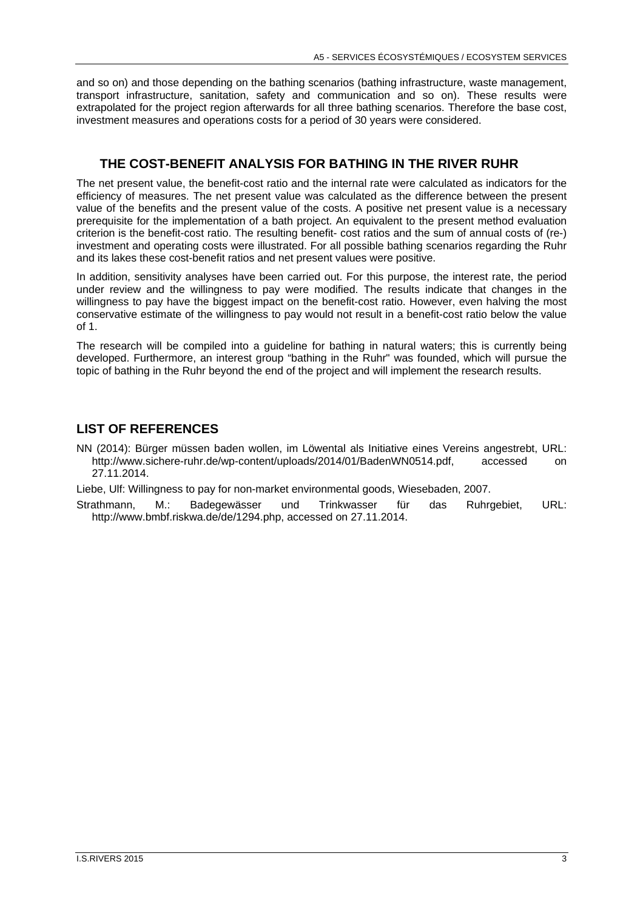and so on) and those depending on the bathing scenarios (bathing infrastructure, waste management, transport infrastructure, sanitation, safety and communication and so on). These results were extrapolated for the project region afterwards for all three bathing scenarios. Therefore the base cost, investment measures and operations costs for a period of 30 years were considered.

## THE COST-BENEFIT ANALYSIS FOR BATHING IN THE RIVER RUHR

The net present value, the benefit-cost ratio and the internal rate were calculated as indicators for the efficiency of measures. The net present value was calculated as the difference between the present value of the benefits and the present value of the costs. A positive net present value is a necessary prerequisite for the implementation of a bath project. An equivalent to the present method evaluation criterion is the benefit-cost ratio. The resulting benefit- cost ratios and the sum of annual costs of (re-) investment and operating costs were illustrated. For all possible bathing scenarios regarding the Ruhr and its lakes these cost-benefit ratios and net present values were positive.

In addition, sensitivity analyses have been carried out. For this purpose, the interest rate, the period under review and the willingness to pay were modified. The results indicate that changes in the willingness to pay have the biggest impact on the benefit-cost ratio. However, even halving the most conservative estimate of the willingness to pay would not result in a benefit-cost ratio below the value of 1.

The research will be compiled into a guideline for bathing in natural waters; this is currently being developed. Furthermore, an interest group "bathing in the Ruhr" was founded, which will pursue the topic of bathing in the Ruhr beyond the end of the project and will implement the research results.

# LIST OF REFERENCES

NN (2014): Bürger müssen baden wollen, im Löwental als Initiative eines Vereins angestrebt, URL: http://www.sichere-ruhr.de/wp-content/uploads/2014/01/BadenWN0514.pdf, accessed on 27.11.2014.

Liebe, Ulf: Willingness to pay for non-market environmental goods, Wiesebaden, 2007.

Strathmann, M.: Badegewässer und Trinkwasser für das Ruhrgebiet, URL: http://www.bmbf.riskwa.de/de/1294.php, accessed on 27.11.2014.